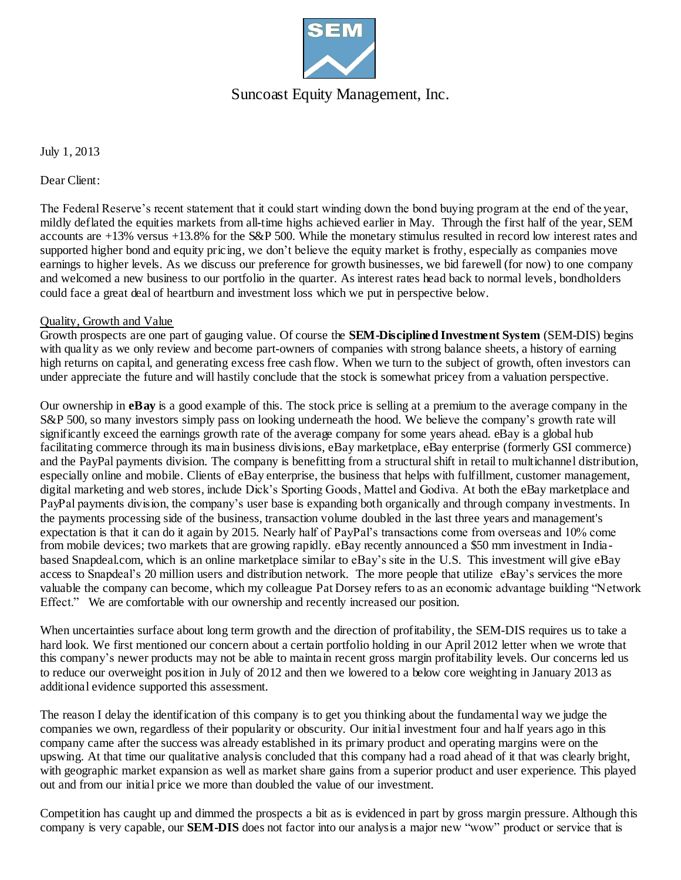SEM

Suncoast Equity Management, Inc.

July 1, 2013

Dear Client:

The Federal Reserve's recent statement that it could start winding down the bond buying program at the end of the year, mildly deflated the equities markets from all-time highs achieved earlier in May. Through the first half of the year, SEM accounts are +13% versus +13.8% for the S&P 500. While the monetary stimulus resulted in record low interest rates and supported higher bond and equity pricing, we don't believe the equity market is frothy, especially as companies move earnings to higher levels. As we discuss our preference for growth businesses, we bid farewell (for now) to one company and welcomed a new business to our portfolio in the quarter. As interest rates head back to normal levels, bondholders could face a great deal of heartburn and investment loss which we put in perspective below.

<u>Quality, Growth and Value</u>

Growth prospects are one part of gauging value. Of course the **SEM-Disciplined Investment System** (SEM-DIS) begins with quality as we only review and become part-owners of companies with strong balance sheets, a history of earning high returns on capital, and generating excess free cash flow. When we turn to the subject of growth, often investors can under appreciate the future and will hastily conclude that the stock is somewhat pricey from a valuation perspective.

Our ownership in **eBay** is a good example of this. The stock price is selling at a premium to the average company in the S&P 500, so many investors simply pass on looking underneath the hood. We believe the company's growth rate will significantly exceed the earnings growth rate of the average company for some years ahead. eBay is a global hub facilitating commerce through its main business divisions, eBay marketplace, eBay enterprise (formerly GSI commerce) and the PayPal payments division. The company is benefitting from a structural shift in retail to multichannel distribution, especially online and mobile. Clients of eBay enterprise, the business that helps with fulfillment, customer management, digital marketing and web stores, include Dick's Sporting Goods, Mattel and Godiva. At both the eBay marketplace and PayPal payments division, the company's user base is expanding both organically and through company investments. In the payments processing side of the business, transaction volume doubled in the last three years and management's expectation is that it can do it again by 2015. Nearly half of PayPal's transactions come from overseas and 10% come from mobile devices; two markets that are growing rapidly. eBay recently announced a $50 mm investment in India-based Snapdeal.com, which is an online marketplace similar to eBay's site in the U.S. This investment will give eBay access to Snapdeal's 20 million users and distribution network. The more people that utilize eBay's services the more valuable the company can become, which my colleague Pat Dorsey refers to as an economic advantage building "Network Effect." We are comfortable with our ownership and recently increased our position.

When uncertainties surface about long term growth and the direction of profitability, the SEM-DIS requires us to take a hard look. We first mentioned our concern about a certain portfolio holding in our April 2012 letter when we wrote that this company's newer products may not be able to maintain recent gross margin profitability levels. Our concerns led us to reduce our overweight position in July of 2012 and then we lowered to a below core weighting in January 2013 as additional evidence supported this assessment.

The reason I delay the identification of this company is to get you thinking about the fundamental way we judge the companies we own, regardless of their popularity or obscurity. Our initial investment four and half years ago in this company came after the success was already established in its primary product and operating margins were on the upswing. At that time our qualitative analysis concluded that this company had a road ahead of it that was clearly bright, with geographic market expansion as well as market share gains from a superior product and user experience. This played out and from our initial price we more than doubled the value of our investment.

Competition has caught up and dimmed the prospects a bit as is evidenced in part by gross margin pressure. Although this company is very capable, our **SEM-DIS** does not factor into our analysis a major new "wow" product or service that is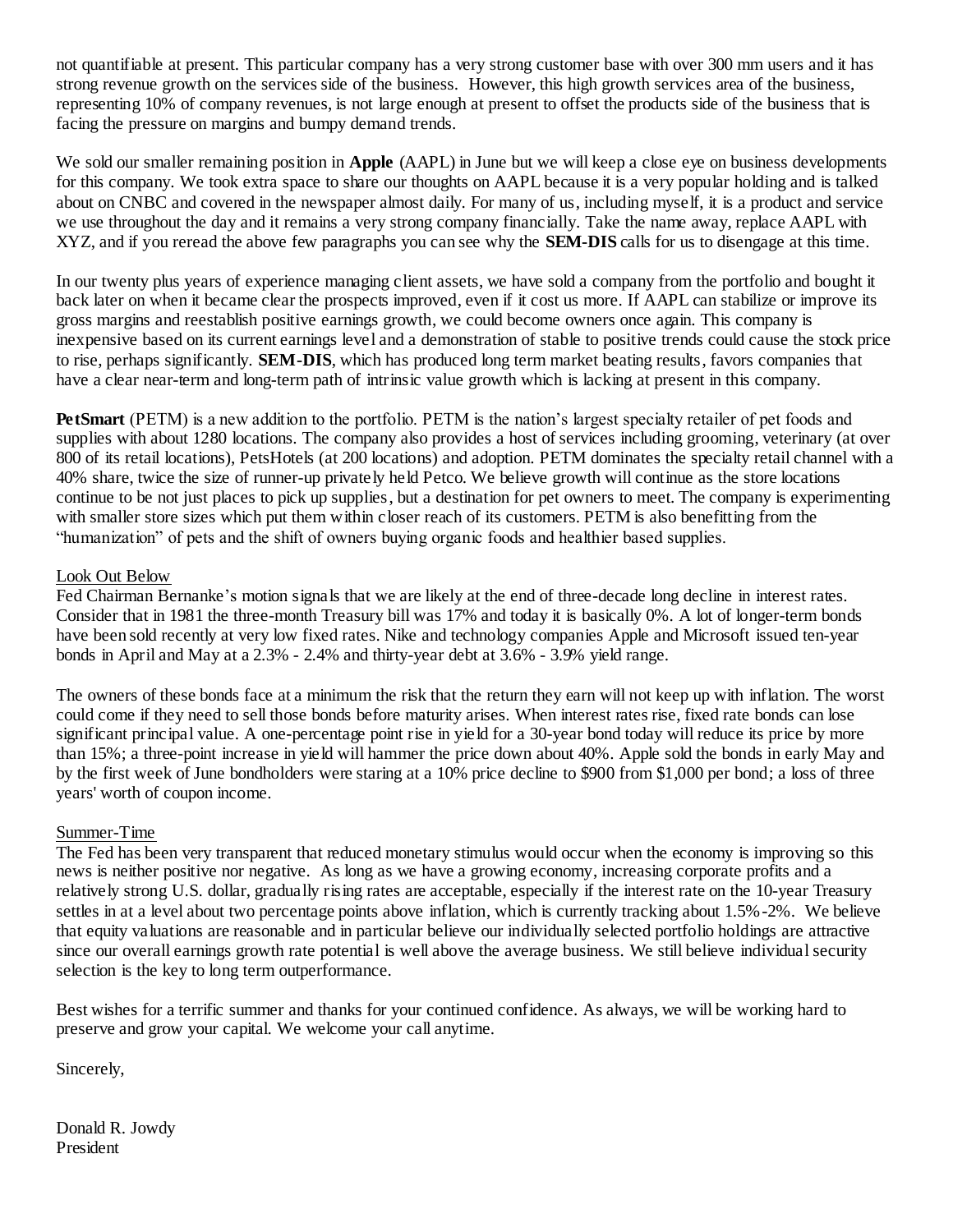not quantifiable at present. This particular company has a very strong customer base with over 300 mm users and it has strong revenue growth on the services side of the business. However, this high growth services area of the business, representing 10% of company revenues, is not large enough at present to offset the products side of the business that is facing the pressure on margins and bumpy demand trends.

We sold our smaller remaining position in **Apple** (AAPL) in June but we will keep a close eye on business developments for this company. We took extra space to share our thoughts on AAPL because it is a very popular holding and is talked about on CNBC and covered in the newspaper almost daily. For many of us, including myself, it is a product and service we use throughout the day and it remains a very strong company financially. Take the name away, replace AAPL with XYZ, and if you reread the above few paragraphs you can see why the **SEM-DIS** calls for us to disengage at this time.

In our twenty plus years of experience managing client assets, we have sold a company from the portfolio and bought it back later on when it became clear the prospects improved, even if it cost us more. If AAPL can stabilize or improve its gross margins and reestablish positive earnings growth, we could become owners once again. This company is inexpensive based on its current earnings level and a demonstration of stable to positive trends could cause the stock price to rise, perhaps significantly. **SEM-DIS**, which has produced long term market beating results, favors companies that have a clear near-term and long-term path of intrinsic value growth which is lacking at present in this company.

**PetSmart** (PETM) is a new addition to the portfolio. PETM is the nation's largest specialty retailer of pet foods and supplies with about 1280 locations. The company also provides a host of services including grooming, veterinary (at over 800 of its retail locations), PetsHotels (at 200 locations) and adoption. PETM dominates the specialty retail channel with a 40% share, twice the size of runner-up privately held Petco. We believe growth will continue as the store locations continue to be not just places to pick up supplies, but a destination for pet owners to meet. The company is experimenting with smaller store sizes which put them within closer reach of its customers. PETM is also benefitting from the "humanization" of pets and the shift of owners buying organic foods and healthier based supplies.

<u>Look Out Below</u>

Fed Chairman Bernanke's motion signals that we are likely at the end of three-decade long decline in interest rates. Consider that in 1981 the three-month Treasury bill was 17% and today it is basically 0%. A lot of longer-term bonds have been sold recently at very low fixed rates. Nike and technology companies Apple and Microsoft issued ten-year bonds in April and May at a 2.3% - 2.4% and thirty-year debt at 3.6% - 3.9% yield range.

The owners of these bonds face at a minimum the risk that the return they earn will not keep up with inflation. The worst could come if they need to sell those bonds before maturity arises. When interest rates rise, fixed rate bonds can lose significant principal value. A one-percentage point rise in yield for a 30-year bond today will reduce its price by more than 15%; a three-point increase in yield will hammer the price down about 40%. Apple sold the bonds in early May and by the first week of June bondholders were staring at a 10% price decline to $900 from $1,000 per bond; a loss of three years' worth of coupon income.

<u>Summer-Time</u>

The Fed has been very transparent that reduced monetary stimulus would occur when the economy is improving so this news is neither positive nor negative. As long as we have a growing economy, increasing corporate profits and a relatively strong U.S. dollar, gradually rising rates are acceptable, especially if the interest rate on the 10-year Treasury settles in at a level about two percentage points above inflation, which is currently tracking about 1.5%-2%. We believe that equity valuations are reasonable and in particular believe our individually selected portfolio holdings are attractive since our overall earnings growth rate potential is well above the average business. We still believe individual security selection is the key to long term outperformance.

Best wishes for a terrific summer and thanks for your continued confidence. As always, we will be working hard to preserve and grow your capital. We welcome your call anytime.

Sincerely,

Donald R. Jowdy
President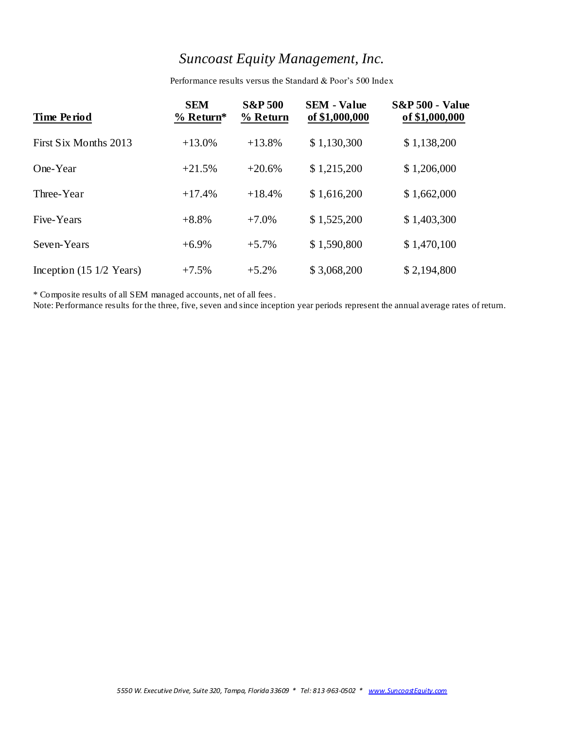# *Suncoast Equity Management, Inc.*

Performance results versus the Standard & Poor's 500 Index

| Time Period | SEM % Return* | S&P 500 % Return | SEM - Value of $1,000,000 | S&P 500 - Value of $1,000,000 |
|---|---|---|---|---|
| First Six Months 2013 | +13.0% | +13.8% | $ 1,130,300 | $ 1,138,200 |
| One-Year | +21.5% | +20.6% | $ 1,215,200 | $ 1,206,000 |
| Three-Year | +17.4% | +18.4% | $ 1,616,200 | $ 1,662,000 |
| Five-Years | +8.8% | +7.0% | $ 1,525,200 | $ 1,403,300 |
| Seven-Years | +6.9% | +5.7% | $ 1,590,800 | $ 1,470,100 |
| Inception (15 1/2 Years) | +7.5% | +5.2% | $ 3,068,200 | $ 2,194,800 |

\* Composite results of all SEM managed accounts, net of all fees.

Note: Performance results for the three, five, seven and since inception year periods represent the annual average rates of return.

*5550 W. Executive Drive, Suite 320, Tampa, Florida 33609 * Tel: 813-963-0502 * www.SuncoastEquity.com*